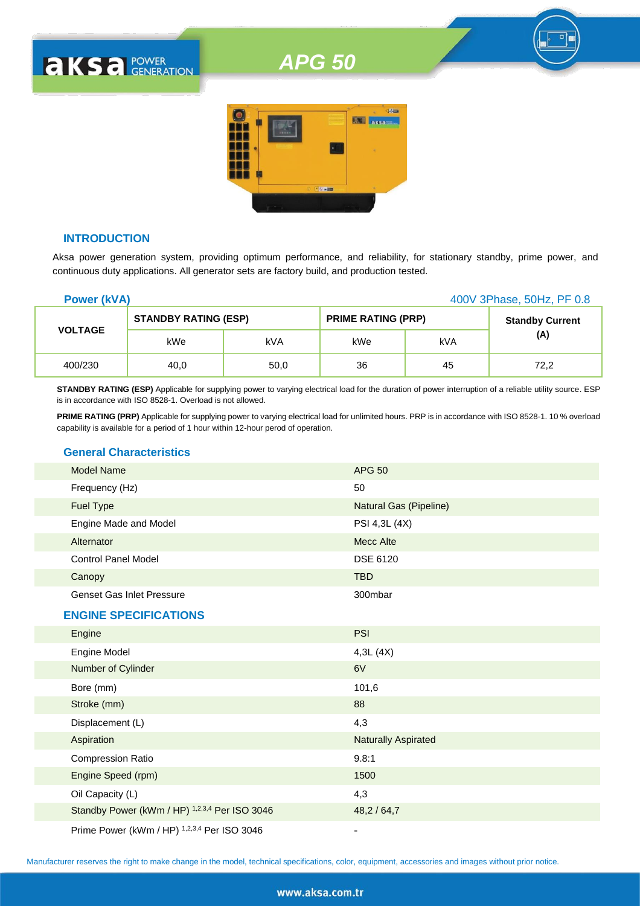# APG 50

## INTRODUCTION

Aksa power generation system, providing optimum performance, and reliability, for stationary standby, prime power, and continuous duty applications. All generator sets are factory build, and production tested.

**Power (kVA)** 400V 3Phase, 50Hz, PF 0.8

| VOLTAGE | STANDBY RATING (ESP) | | PRIME RATING (PRP) | | Standby Current (A) |
|---|---|---|---|---|---|
| | kWe | kVA | kWe | kVA | |
| 400/230 | 40,0 | 50,0 | 36 | 45 | 72,2 |

**STANDBY RATING (ESP)** Applicable for supplying power to varying electrical load for the duration of power interruption of a reliable utility source. ESP is in accordance with ISO 8528-1. Overload is not allowed.

**PRIME RATING (PRP)** Applicable for supplying power to varying electrical load for unlimited hours. PRP is in accordance with ISO 8528-1. 10 % overload capability is available for a period of 1 hour within 12-hour perod of operation.

## General Characteristics

| | |
|---|---|
| Model Name | APG 50 |
| Frequency (Hz) | 50 |
| Fuel Type | Natural Gas (Pipeline) |
| Engine Made and Model | PSI 4,3L (4X) |
| Alternator | Mecc Alte |
| Control Panel Model | DSE 6120 |
| Canopy | TBD |
| Genset Gas Inlet Pressure | 300mbar |

## ENGINE SPECIFICATIONS

| | |
|---|---|
| Engine | PSI |
| Engine Model | 4,3L (4X) |
| Number of Cylinder | 6V |
| Bore (mm) | 101,6 |
| Stroke (mm) | 88 |
| Displacement (L) | 4,3 |
| Aspiration | Naturally Aspirated |
| Compression Ratio | 9.8:1 |
| Engine Speed (rpm) | 1500 |
| Oil Capacity (L) | 4,3 |
| Standby Power (kWm / HP) [1,2,3,4] Per ISO 3046 | 48,2 / 64,7 |
| Prime Power (kWm / HP) [1,2,3,4] Per ISO 3046 | - |

Manufacturer reserves the right to make change in the model, technical specifications, color, equipment, accessories and images without prior notice.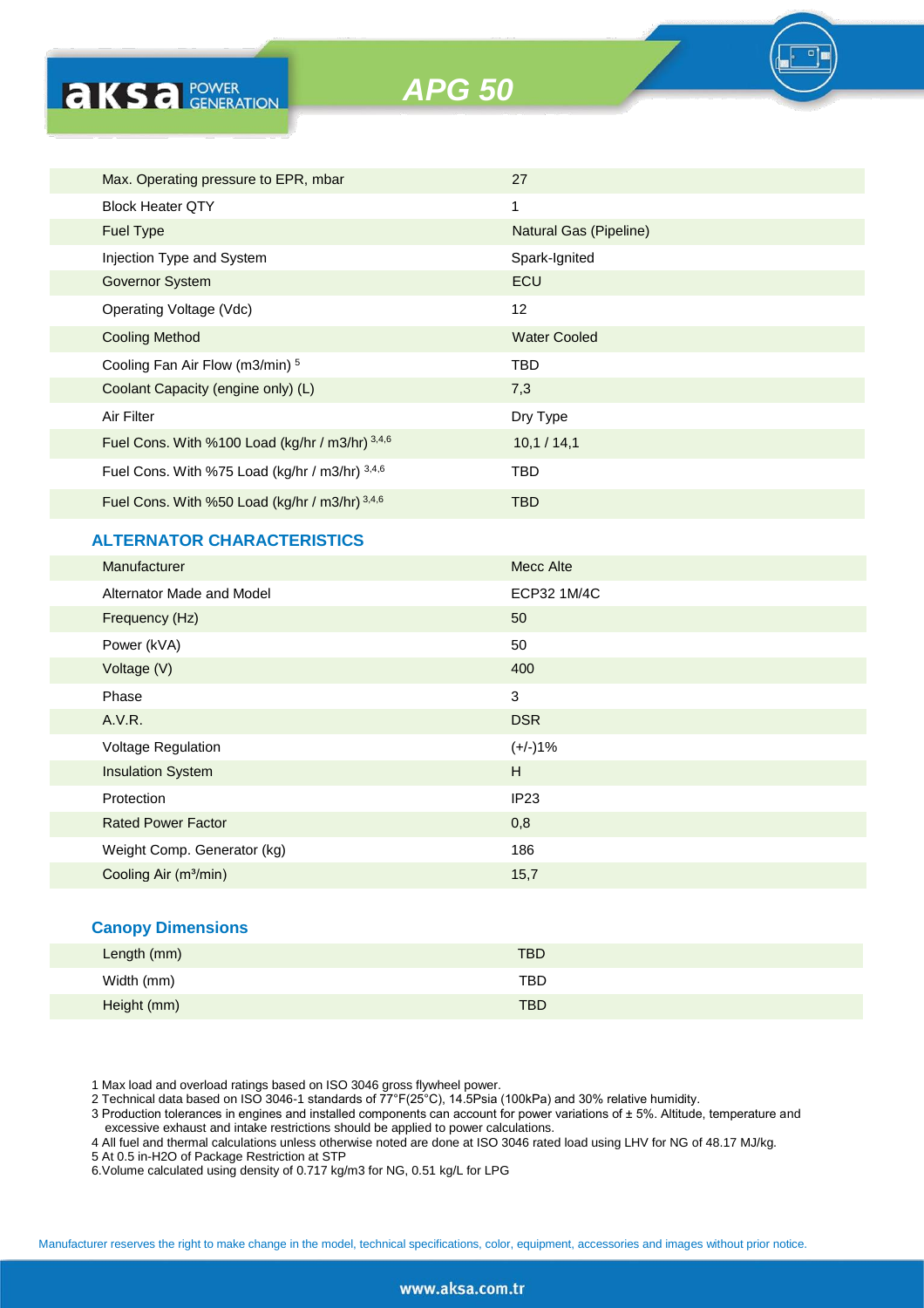# APG 50

| | |
|---|---|
| Max. Operating pressure to EPR, mbar | 27 |
| Block Heater QTY | 1 |
| Fuel Type | Natural Gas (Pipeline) |
| Injection Type and System | Spark-Ignited |
| Governor System | ECU |
| Operating Voltage (Vdc) | 12 |
| Cooling Method | Water Cooled |
| Cooling Fan Air Flow (m3/min) [5] | TBD |
| Coolant Capacity (engine only) (L) | 7,3 |
| Air Filter | Dry Type |
| Fuel Cons. With %100 Load (kg/hr / m3/hr) [3,4,6] | 10,1 / 14,1 |
| Fuel Cons. With %75 Load (kg/hr / m3/hr) [3,4,6] | TBD |
| Fuel Cons. With %50 Load (kg/hr / m3/hr) [3,4,6] | TBD |

## ALTERNATOR CHARACTERISTICS

| | |
|---|---|
| Manufacturer | Mecc Alte |
| Alternator Made and Model | ECP32 1M/4C |
| Frequency (Hz) | 50 |
| Power (kVA) | 50 |
| Voltage (V) | 400 |
| Phase | 3 |
| A.V.R. | DSR |
| Voltage Regulation | (+/-)1% |
| Insulation System | H |
| Protection | IP23 |
| Rated Power Factor | 0,8 |
| Weight Comp. Generator (kg) | 186 |
| Cooling Air ($m^3$/min) | 15,7 |

## Canopy Dimensions

| | |
|---|---|
| Length (mm) | TBD |
| Width (mm) | TBD |
| Height (mm) | TBD |

1 Max load and overload ratings based on ISO 3046 gross flywheel power.
2 Technical data based on ISO 3046-1 standards of 77°F(25°C), 14.5Psia (100kPa) and 30% relative humidity.
3 Production tolerances in engines and installed components can account for power variations of ± 5%. Altitude, temperature and excessive exhaust and intake restrictions should be applied to power calculations.
4 All fuel and thermal calculations unless otherwise noted are done at ISO 3046 rated load using LHV for NG of 48.17 MJ/kg.
5 At 0.5 in-H2O of Package Restriction at STP
6.Volume calculated using density of 0.717 kg/m3 for NG, 0.51 kg/L for LPG

Manufacturer reserves the right to make change in the model, technical specifications, color, equipment, accessories and images without prior notice.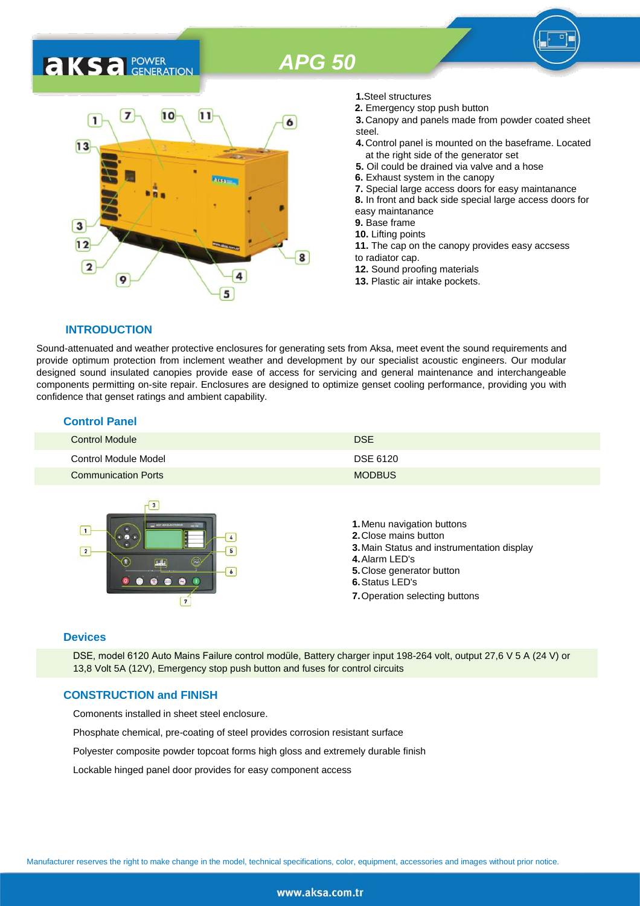# APG 50

1. Steel structures
2. Emergency stop push button
3. Canopy and panels made from powder coated sheet steel.
4. Control panel is mounted on the baseframe. Located at the right side of the generator set
5. Oil could be drained via valve and a hose
6. Exhaust system in the canopy
7. Special large access doors for easy maintanance
8. In front and back side special large access doors for easy maintanance
9. Base frame
10. Lifting points
11. The cap on the canopy provides easy accsess to radiator cap.
12. Sound proofing materials
13. Plastic air intake pockets.

## INTRODUCTION

Sound-attenuated and weather protective enclosures for generating sets from Aksa, meet event the sound requirements and provide optimum protection from inclement weather and development by our specialist acoustic engineers. Our modular designed sound insulated canopies provide ease of access for servicing and general maintenance and interchangeable components permitting on-site repair. Enclosures are designed to optimize genset cooling performance, providing you with confidence that genset ratings and ambient capability.

## Control Panel

| | |
|---|---|
| Control Module | DSE |
| Control Module Model | DSE 6120 |
| Communication Ports | MODBUS |

1. Menu navigation buttons
2. Close mains button
3. Main Status and instrumentation display
4. Alarm LED's
5. Close generator button
6. Status LED's
7. Operation selecting buttons

## Devices

DSE, model 6120 Auto Mains Failure control modüle, Battery charger input 198-264 volt, output 27,6 V 5 A (24 V) or 13,8 Volt 5A (12V), Emergency stop push button and fuses for control circuits

## CONSTRUCTION and FINISH

Comonents installed in sheet steel enclosure.

Phosphate chemical, pre-coating of steel provides corrosion resistant surface

Polyester composite powder topcoat forms high gloss and extremely durable finish

Lockable hinged panel door provides for easy component access

Manufacturer reserves the right to make change in the model, technical specifications, color, equipment, accessories and images without prior notice.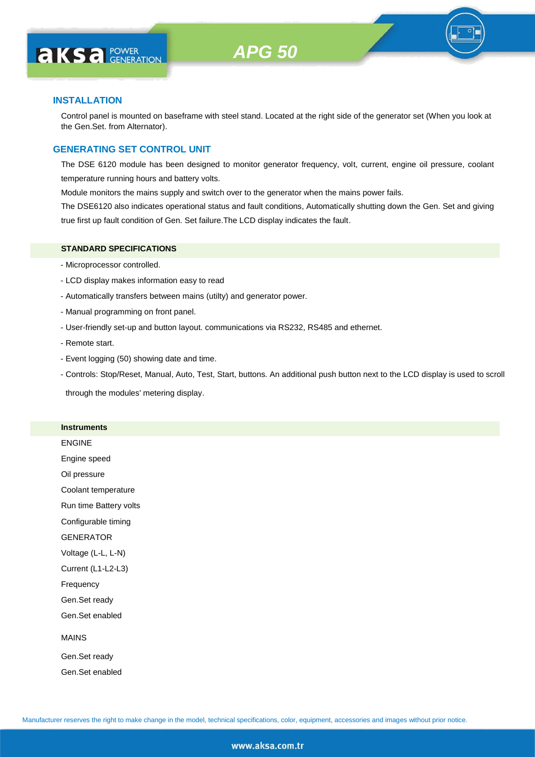## INSTALLATION

Control panel is mounted on baseframe with steel stand. Located at the right side of the generator set (When you look at the Gen.Set. from Alternator).

## GENERATING SET CONTROL UNIT

The DSE 6120 module has been designed to monitor generator frequency, volt, current, engine oil pressure, coolant temperature running hours and battery volts.

Module monitors the mains supply and switch over to the generator when the mains power fails.

The DSE6120 also indicates operational status and fault conditions, Automatically shutting down the Gen. Set and giving true first up fault condition of Gen. Set failure.The LCD display indicates the fault.

### STANDARD SPECIFICATIONS

- Microprocessor controlled.
- LCD display makes information easy to read
- Automatically transfers between mains (utilty) and generator power.
- Manual programming on front panel.
- User-friendly set-up and button layout. communications via RS232, RS485 and ethernet.
- Remote start.
- Event logging (50) showing date and time.
- Controls: Stop/Reset, Manual, Auto, Test, Start, buttons. An additional push button next to the LCD display is used to scroll through the modules' metering display.

### Instruments

ENGINE

Engine speed

Oil pressure

Coolant temperature

Run time Battery volts

Configurable timing

GENERATOR

Voltage (L-L, L-N)

Current (L1-L2-L3)

Frequency

Gen.Set ready

Gen.Set enabled

MAINS

Gen.Set ready

Gen.Set enabled

Manufacturer reserves the right to make change in the model, technical specifications, color, equipment, accessories and images without prior notice.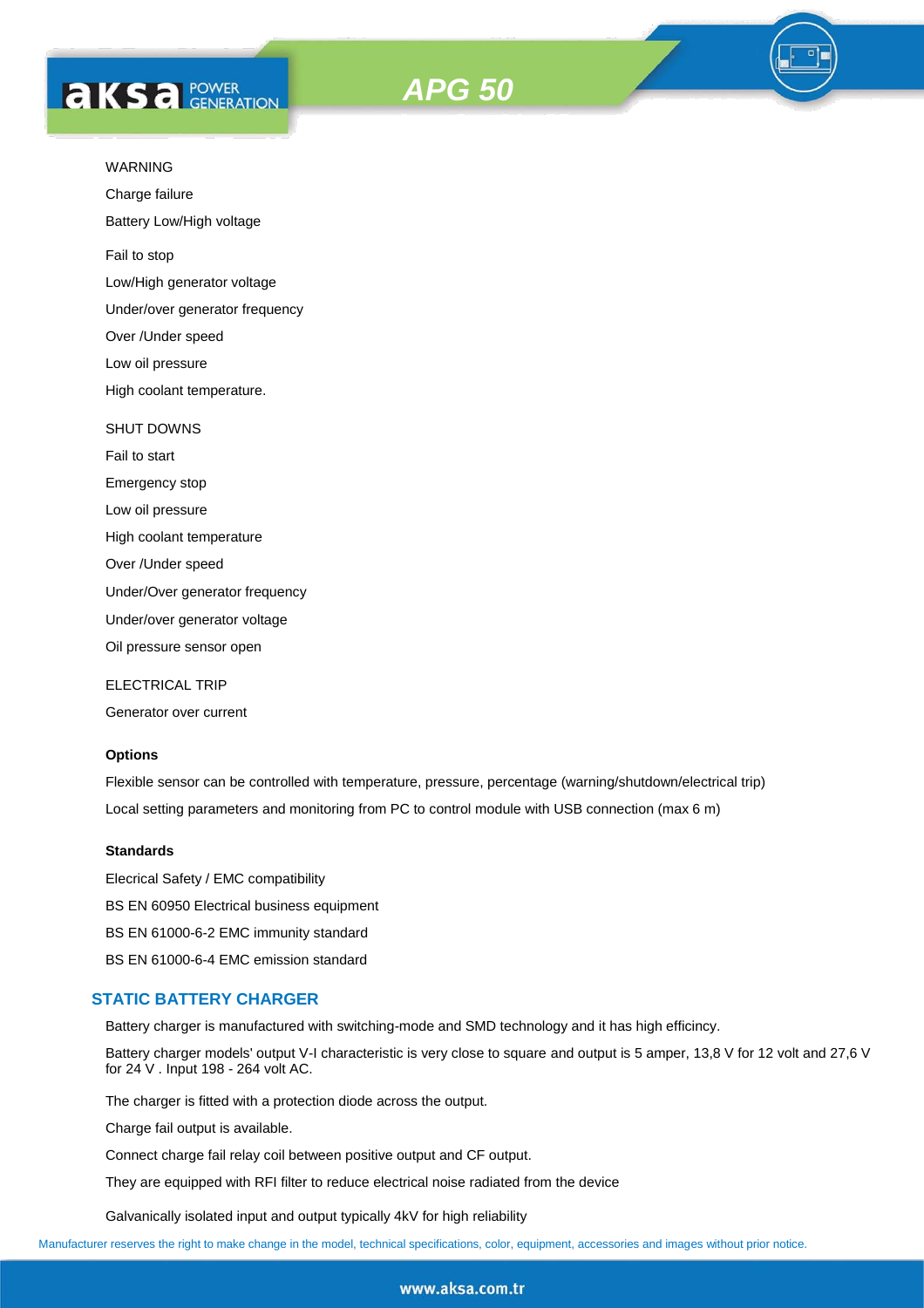WARNING

Charge failure

Battery Low/High voltage

Fail to stop

Low/High generator voltage

Under/over generator frequency

Over /Under speed

Low oil pressure

High coolant temperature.

SHUT DOWNS

Fail to start

Emergency stop

Low oil pressure

High coolant temperature

Over /Under speed

Under/Over generator frequency

Under/over generator voltage

Oil pressure sensor open

ELECTRICAL TRIP

Generator over current

**Options**

Flexible sensor can be controlled with temperature, pressure, percentage (warning/shutdown/electrical trip)

Local setting parameters and monitoring from PC to control module with USB connection (max 6 m)

**Standards**

Elecrical Safety / EMC compatibility

BS EN 60950 Electrical business equipment

BS EN 61000-6-2 EMC immunity standard

BS EN 61000-6-4 EMC emission standard

## STATIC BATTERY CHARGER

Battery charger is manufactured with switching-mode and SMD technology and it has high efficincy.

Battery charger models' output V-I characteristic is very close to square and output is 5 amper, 13,8 V for 12 volt and 27,6 V for 24 V . Input 198 - 264 volt AC.

The charger is fitted with a protection diode across the output.

Charge fail output is available.

Connect charge fail relay coil between positive output and CF output.

They are equipped with RFI filter to reduce electrical noise radiated from the device

Galvanically isolated input and output typically 4kV for high reliability

Manufacturer reserves the right to make change in the model, technical specifications, color, equipment, accessories and images without prior notice.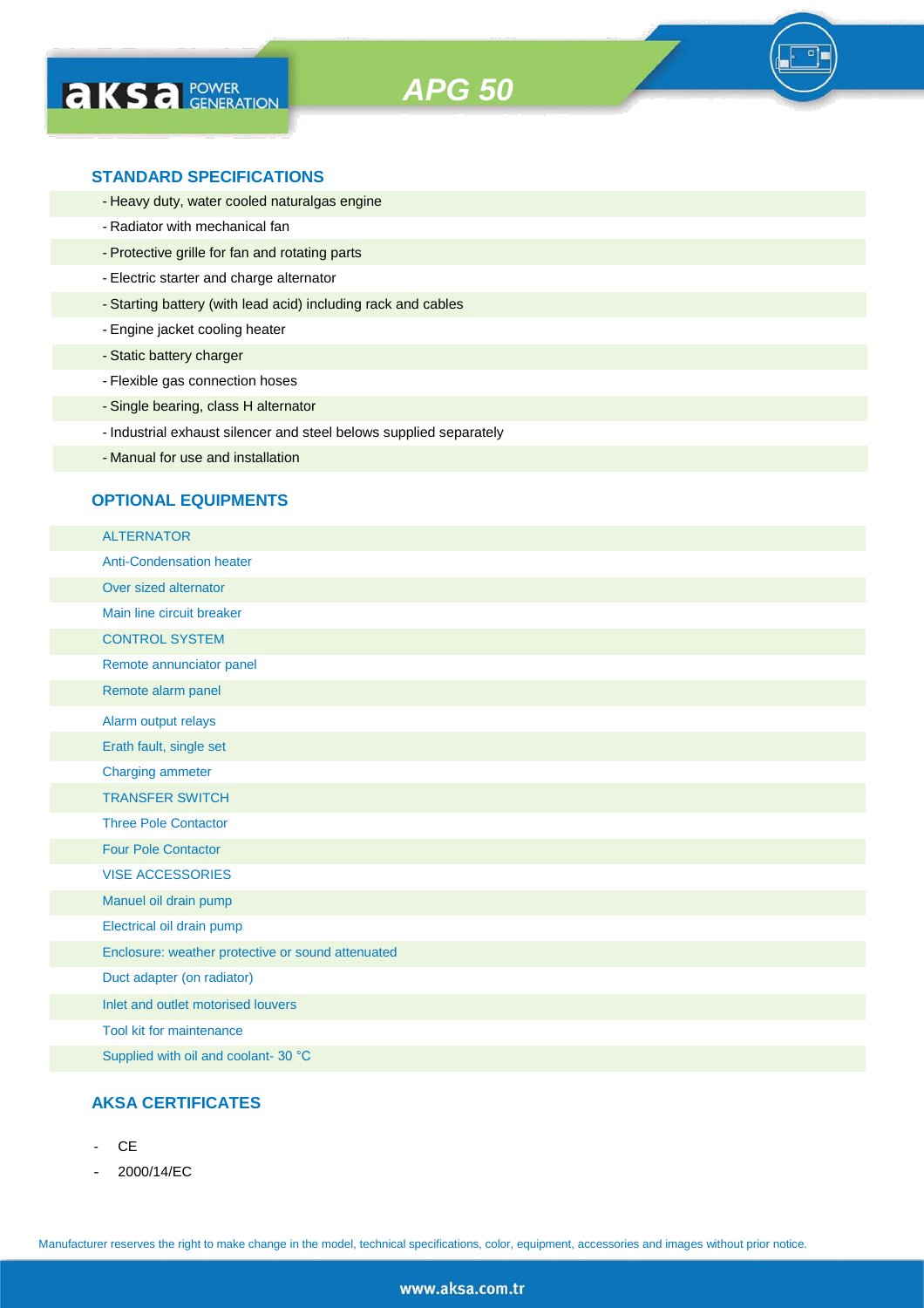# APG 50

## STANDARD SPECIFICATIONS

- Heavy duty, water cooled naturalgas engine
- Radiator with mechanical fan
- Protective grille for fan and rotating parts
- Electric starter and charge alternator
- Starting battery (with lead acid) including rack and cables
- Engine jacket cooling heater
- Static battery charger
- Flexible gas connection hoses
- Single bearing, class H alternator
- Industrial exhaust silencer and steel belows supplied separately
- Manual for use and installation

## OPTIONAL EQUIPMENTS

ALTERNATOR

Anti-Condensation heater

Over sized alternator

Main line circuit breaker

CONTROL SYSTEM

Remote annunciator panel

Remote alarm panel

Alarm output relays

Erath fault, single set

Charging ammeter

TRANSFER SWITCH

Three Pole Contactor

Four Pole Contactor

VISE ACCESSORIES

Manuel oil drain pump

Electrical oil drain pump

Enclosure: weather protective or sound attenuated

Duct adapter (on radiator)

Inlet and outlet motorised louvers

Tool kit for maintenance

Supplied with oil and coolant- 30 °C

## AKSA CERTIFICATES

- CE
- 2000/14/EC

Manufacturer reserves the right to make change in the model, technical specifications, color, equipment, accessories and images without prior notice.